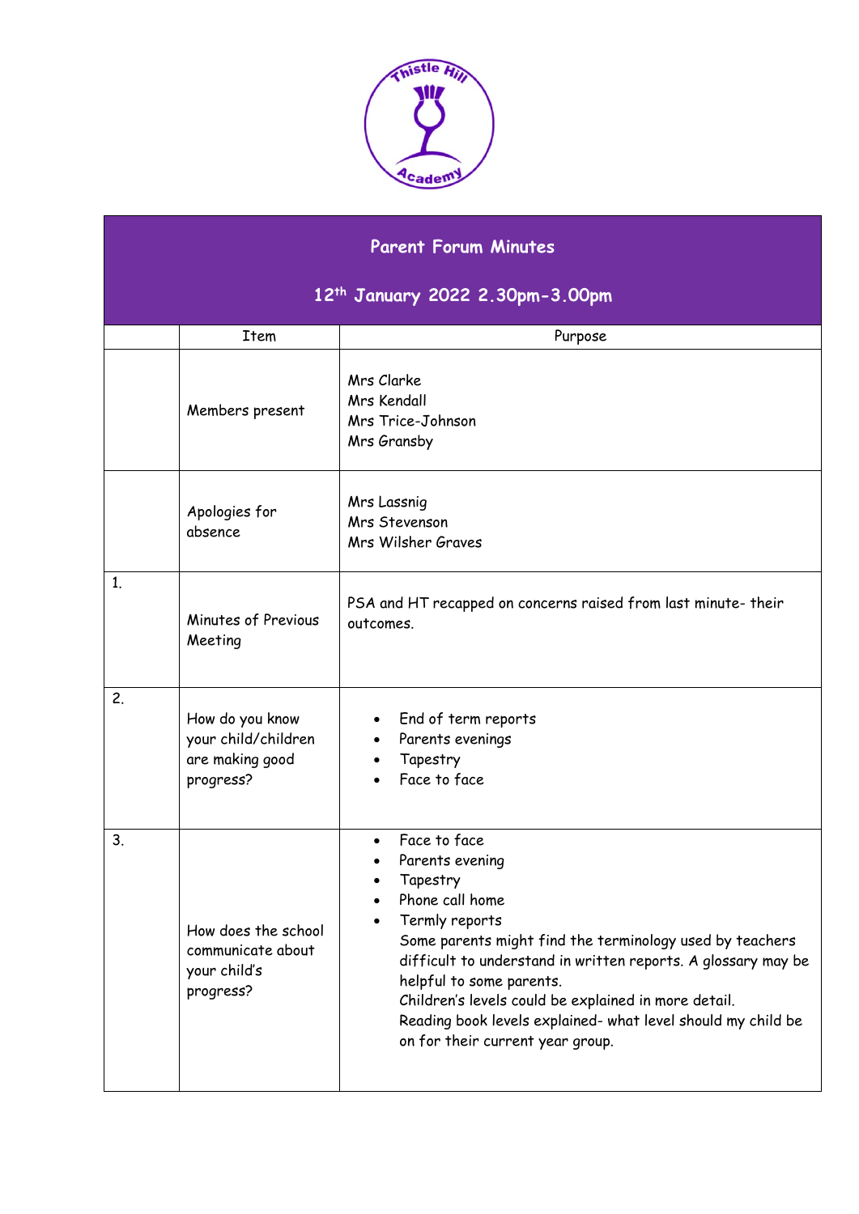Thistle Hill Academy

| Parent Forum Minutes<br>12th January 2022 2.30pm-3.00pm | | |
|---|---|---|
| | Item | Purpose |
| | Members present | Mrs Clarke<br>Mrs Kendall<br>Mrs Trice-Johnson<br>Mrs Gransby |
| | Apologies for absence | Mrs Lassnig<br>Mrs Stevenson<br>Mrs Wilsher Graves |
| 1. | Minutes of Previous Meeting | PSA and HT recapped on concerns raised from last minute- their outcomes. |
| 2. | How do you know your child/children are making good progress? | • End of term reports<br>• Parents evenings<br>• Tapestry<br>• Face to face |
| 3. | How does the school communicate about your child's progress? | • Face to face<br>• Parents evening<br>• Tapestry<br>• Phone call home<br>• Termly reports<br>Some parents might find the terminology used by teachers difficult to understand in written reports. A glossary may be helpful to some parents.<br>Children's levels could be explained in more detail.<br>Reading book levels explained- what level should my child be on for their current year group. |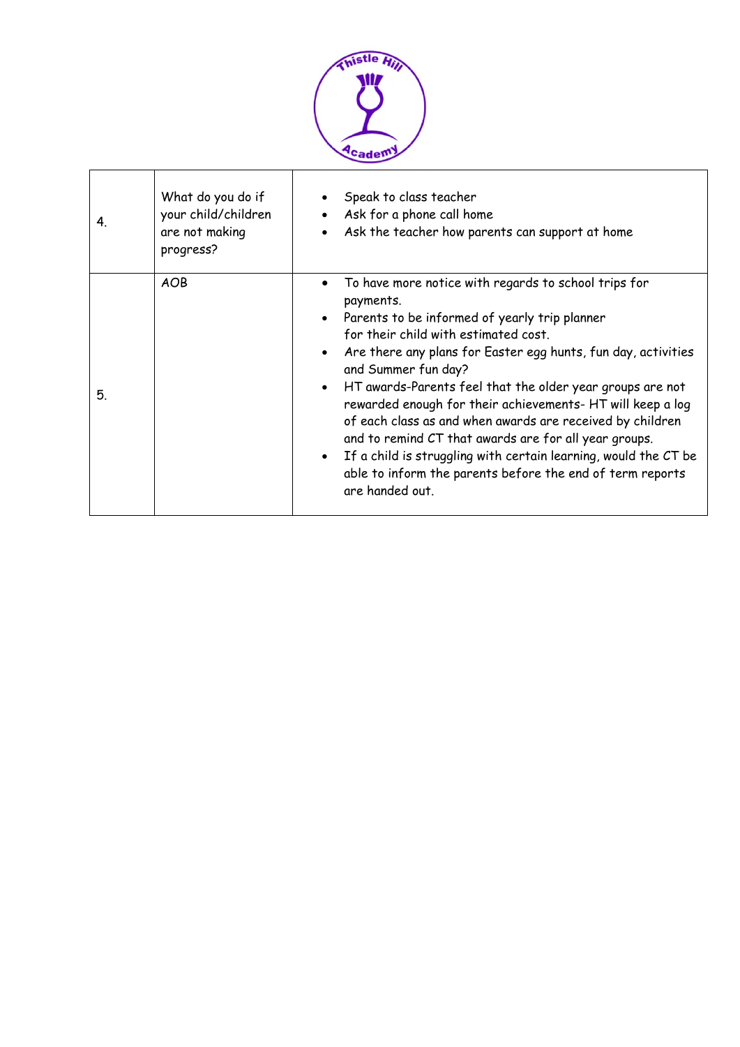| | | |
|---|---|---|
| 4. | What do you do if your child/children are not making progress? | <ul><li>Speak to class teacher</li><li>Ask for a phone call home</li><li>Ask the teacher how parents can support at home</li></ul> |
| 5. | AOB | <ul><li>To have more notice with regards to school trips for payments.</li><li>Parents to be informed of yearly trip planner for their child with estimated cost.</li><li>Are there any plans for Easter egg hunts, fun day, activities and Summer fun day?</li><li>HT awards-Parents feel that the older year groups are not rewarded enough for their achievements- HT will keep a log of each class as and when awards are received by children and to remind CT that awards are for all year groups.</li><li>If a child is struggling with certain learning, would the CT be able to inform the parents before the end of term reports are handed out.</li></ul> |